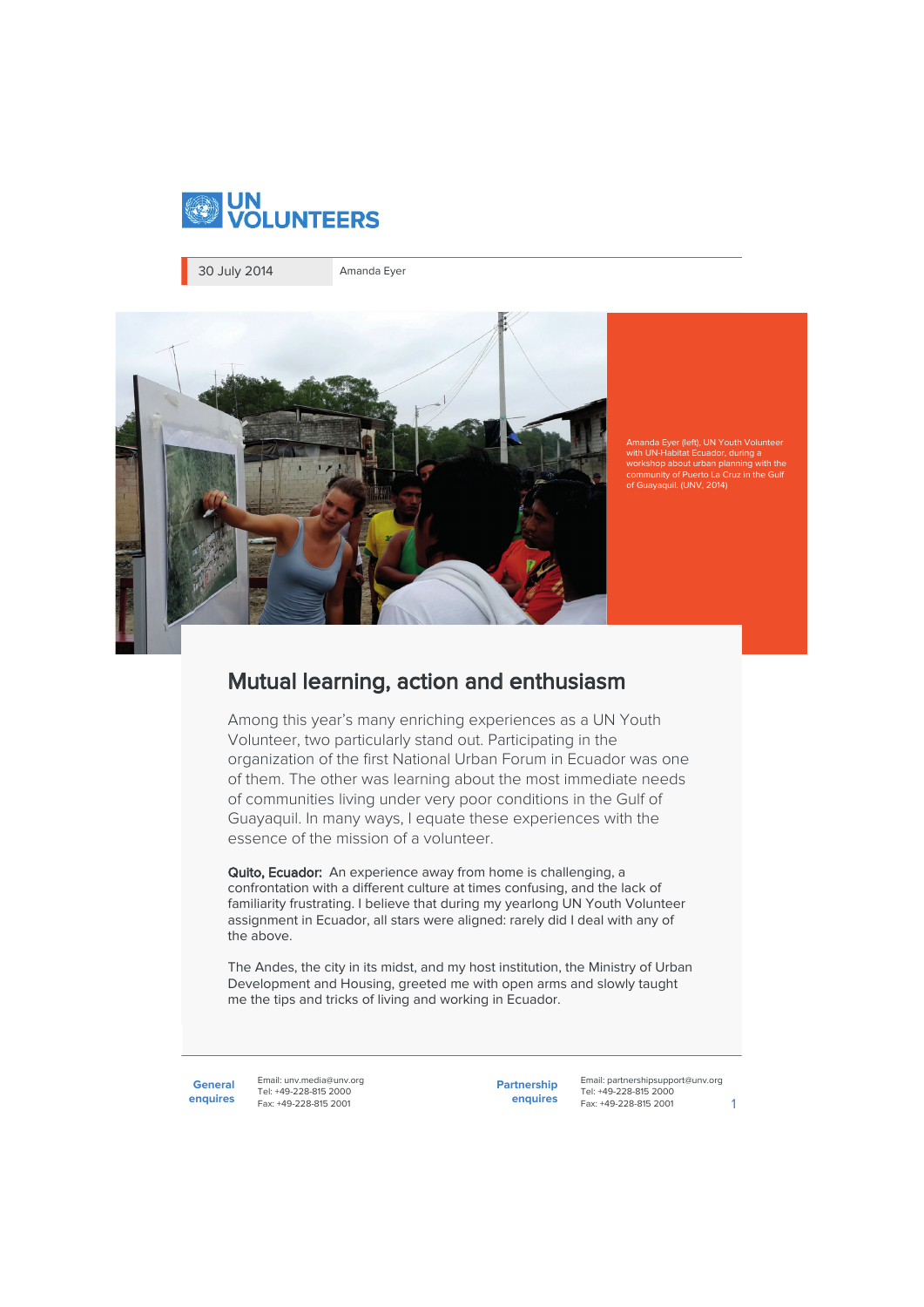UN VOLUNTEERS

30 July 2014 | Amanda Eyer

Amanda Eyer (left), UN Youth Volunteer with UN-Habitat Ecuador, during a workshop about urban planning with the community of Puerto La Cruz in the Gulf of Guayaquil. (UNV, 2014)

# Mutual learning, action and enthusiasm

Among this year's many enriching experiences as a UN Youth Volunteer, two particularly stand out. Participating in the organization of the first National Urban Forum in Ecuador was one of them. The other was learning about the most immediate needs of communities living under very poor conditions in the Gulf of Guayaquil. In many ways, I equate these experiences with the essence of the mission of a volunteer.

**Quito, Ecuador:** An experience away from home is challenging, a confrontation with a different culture at times confusing, and the lack of familiarity frustrating. I believe that during my yearlong UN Youth Volunteer assignment in Ecuador, all stars were aligned: rarely did I deal with any of the above.

The Andes, the city in its midst, and my host institution, the Ministry of Urban Development and Housing, greeted me with open arms and slowly taught me the tips and tricks of living and working in Ecuador.

**General enquires**
Email: unv.media@unv.org
Tel: +49-228-815 2000
Fax: +49-228-815 2001

**Partnership enquires**
Email: partnershipsupport@unv.org
Tel: +49-228-815 2000
Fax: +49-228-815 2001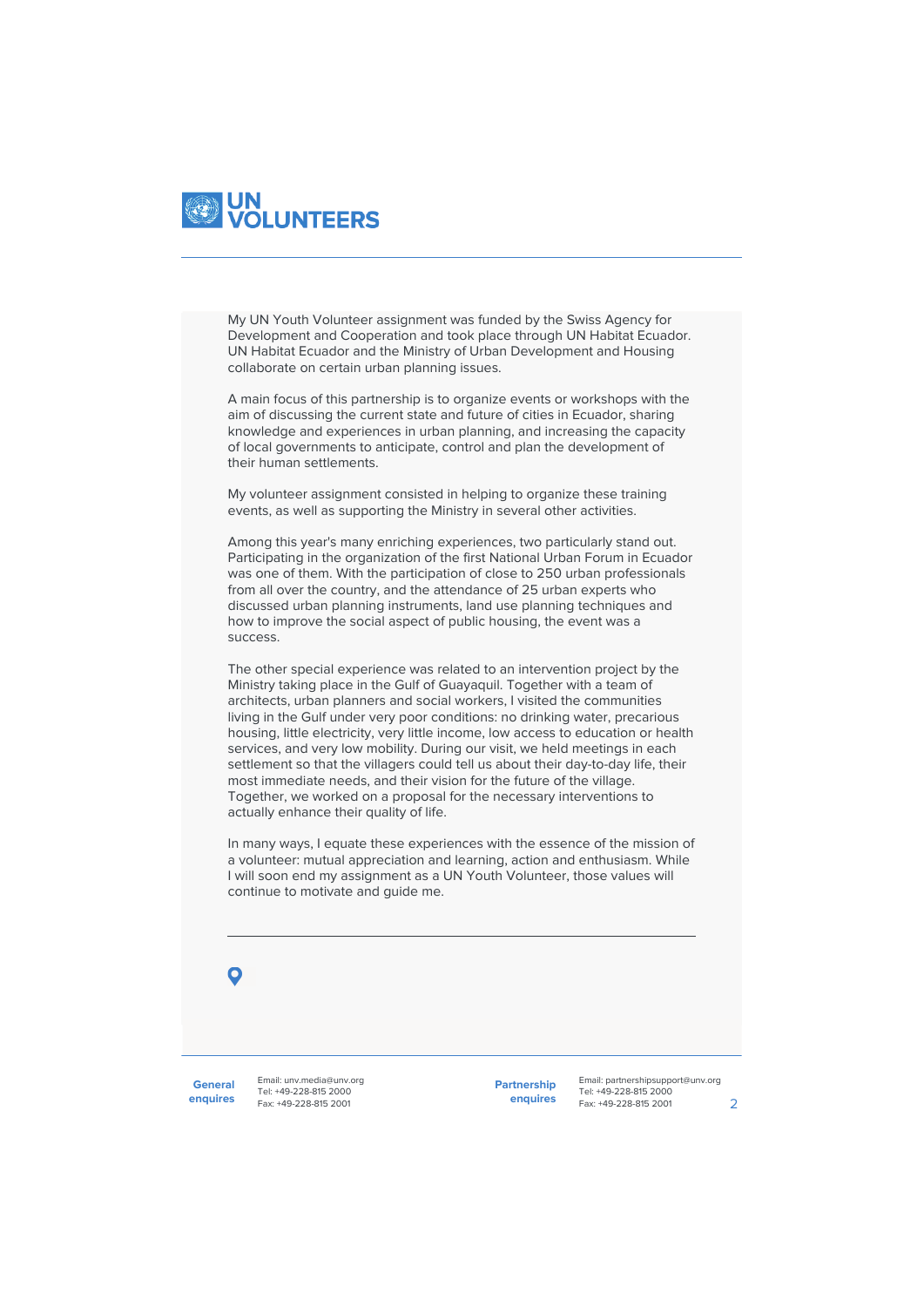My UN Youth Volunteer assignment was funded by the Swiss Agency for Development and Cooperation and took place through UN Habitat Ecuador. UN Habitat Ecuador and the Ministry of Urban Development and Housing collaborate on certain urban planning issues.

A main focus of this partnership is to organize events or workshops with the aim of discussing the current state and future of cities in Ecuador, sharing knowledge and experiences in urban planning, and increasing the capacity of local governments to anticipate, control and plan the development of their human settlements.

My volunteer assignment consisted in helping to organize these training events, as well as supporting the Ministry in several other activities.

Among this year's many enriching experiences, two particularly stand out. Participating in the organization of the first National Urban Forum in Ecuador was one of them. With the participation of close to 250 urban professionals from all over the country, and the attendance of 25 urban experts who discussed urban planning instruments, land use planning techniques and how to improve the social aspect of public housing, the event was a success.

The other special experience was related to an intervention project by the Ministry taking place in the Gulf of Guayaquil. Together with a team of architects, urban planners and social workers, I visited the communities living in the Gulf under very poor conditions: no drinking water, precarious housing, little electricity, very little income, low access to education or health services, and very low mobility. During our visit, we held meetings in each settlement so that the villagers could tell us about their day-to-day life, their most immediate needs, and their vision for the future of the village. Together, we worked on a proposal for the necessary interventions to actually enhance their quality of life.

In many ways, I equate these experiences with the essence of the mission of a volunteer: mutual appreciation and learning, action and enthusiasm. While I will soon end my assignment as a UN Youth Volunteer, those values will continue to motivate and guide me.

---

**General enquires**
Email: unv.media@unv.org
Tel: +49-228-815 2000
Fax: +49-228-815 2001

**Partnership enquires**
Email: partnershipsupport@unv.org
Tel: +49-228-815 2000
Fax: +49-228-815 2001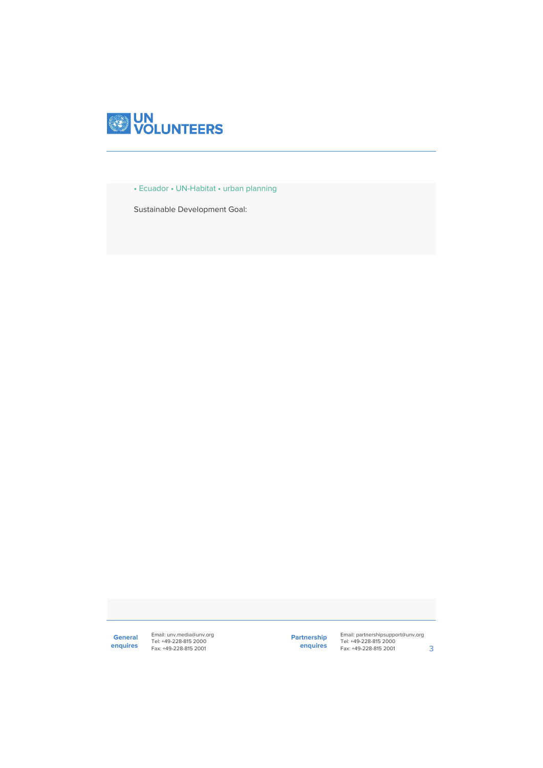• Ecuador • UN-Habitat • urban planning

Sustainable Development Goal:

**General enquires**
Email: unv.media@unv.org
Tel: +49-228-815 2000
Fax: +49-228-815 2001

**Partnership enquires**
Email: partnershipsupport@unv.org
Tel: +49-228-815 2000
Fax: +49-228-815 2001